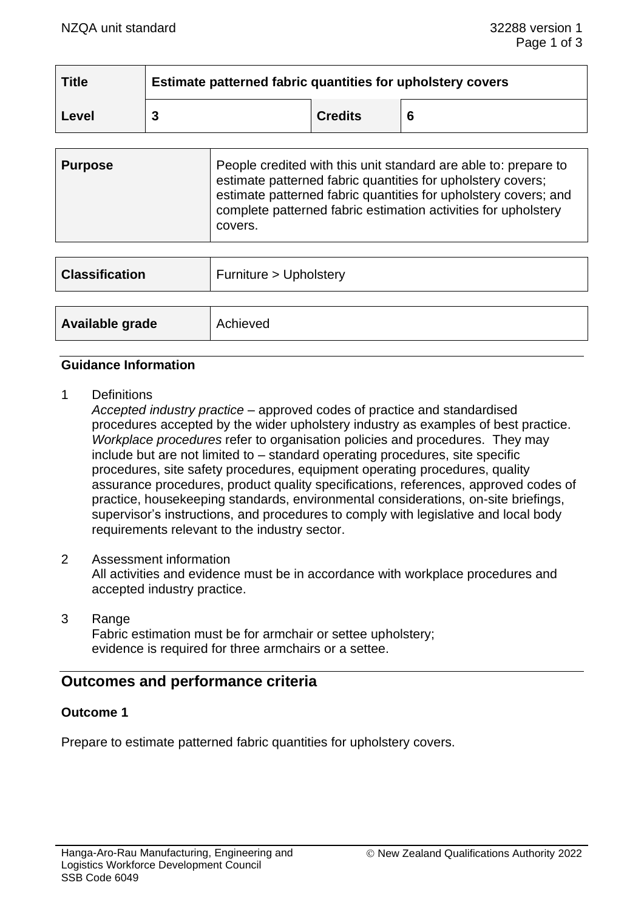| **Title** | **Estimate patterned fabric quantities for upholstery covers** | | |
|---|---|---|---|
| **Level** | **3** | **Credits** | **6** |

| **Purpose** | People credited with this unit standard are able to: prepare to estimate patterned fabric quantities for upholstery covers; estimate patterned fabric quantities for upholstery covers; and complete patterned fabric estimation activities for upholstery covers. |
|---|---|

| **Classification** | Furniture > Upholstery |
|---|---|

| **Available grade** | Achieved |
|---|---|

### Guidance Information

1 Definitions
*Accepted industry practice* – approved codes of practice and standardised procedures accepted by the wider upholstery industry as examples of best practice.
*Workplace procedures* refer to organisation policies and procedures. They may include but are not limited to – standard operating procedures, site specific procedures, site safety procedures, equipment operating procedures, quality assurance procedures, product quality specifications, references, approved codes of practice, housekeeping standards, environmental considerations, on-site briefings, supervisor's instructions, and procedures to comply with legislative and local body requirements relevant to the industry sector.

2 Assessment information
All activities and evidence must be in accordance with workplace procedures and accepted industry practice.

3 Range
Fabric estimation must be for armchair or settee upholstery;
evidence is required for three armchairs or a settee.

## Outcomes and performance criteria

### Outcome 1

Prepare to estimate patterned fabric quantities for upholstery covers.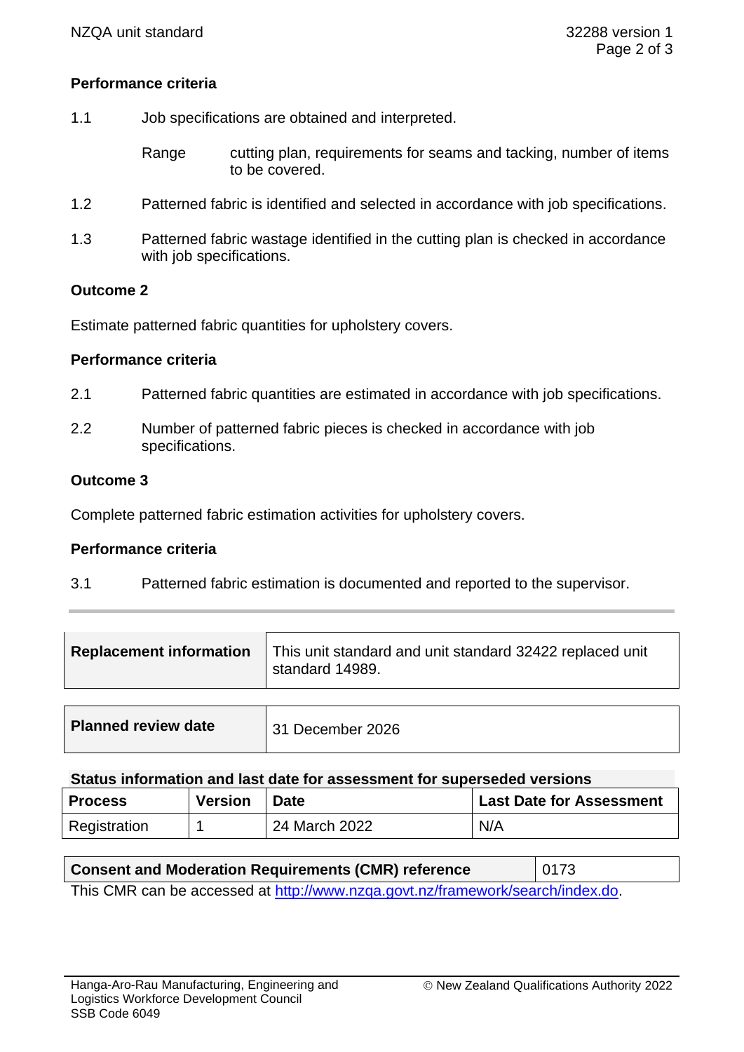**Performance criteria**

1.1 Job specifications are obtained and interpreted.

Range cutting plan, requirements for seams and tacking, number of items to be covered.

1.2 Patterned fabric is identified and selected in accordance with job specifications.

1.3 Patterned fabric wastage identified in the cutting plan is checked in accordance with job specifications.

**Outcome 2**

Estimate patterned fabric quantities for upholstery covers.

**Performance criteria**

2.1 Patterned fabric quantities are estimated in accordance with job specifications.

2.2 Number of patterned fabric pieces is checked in accordance with job specifications.

**Outcome 3**

Complete patterned fabric estimation activities for upholstery covers.

**Performance criteria**

3.1 Patterned fabric estimation is documented and reported to the supervisor.

---

| **Replacement information** | This unit standard and unit standard 32422 replaced unit standard 14989. |
|---|---|

| **Planned review date** | 31 December 2026 |
|---|---|

**Status information and last date for assessment for superseded versions**

| **Process** | **Version** | **Date** | **Last Date for Assessment** |
|---|---|---|---|
| Registration | 1 | 24 March 2022 | N/A |

| **Consent and Moderation Requirements (CMR) reference** | 0173 |
|---|---|

This CMR can be accessed at http://www.nzqa.govt.nz/framework/search/index.do.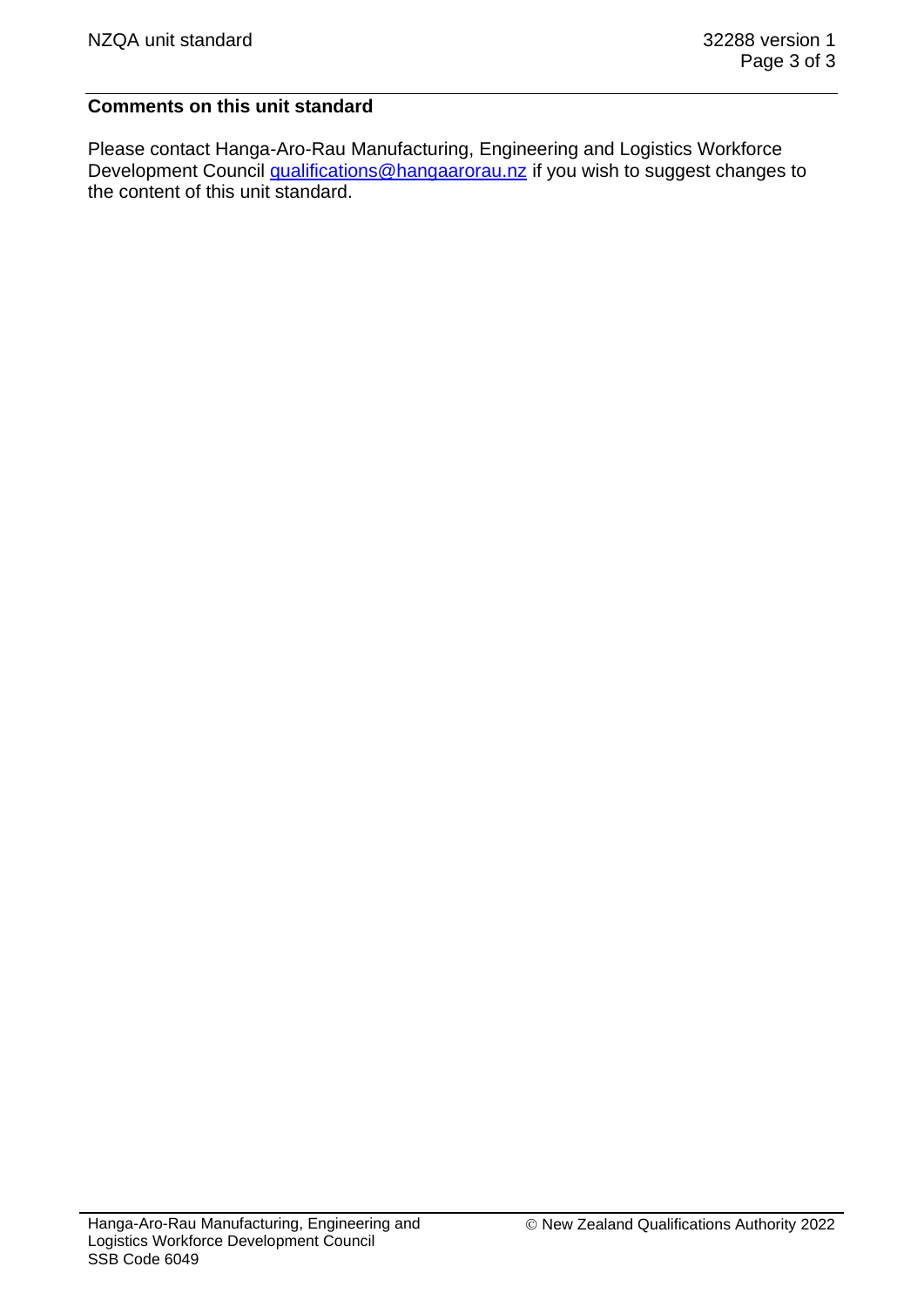**Comments on this unit standard**

Please contact Hanga-Aro-Rau Manufacturing, Engineering and Logistics Workforce Development Council qualifications@hangaarorau.nz if you wish to suggest changes to the content of this unit standard.